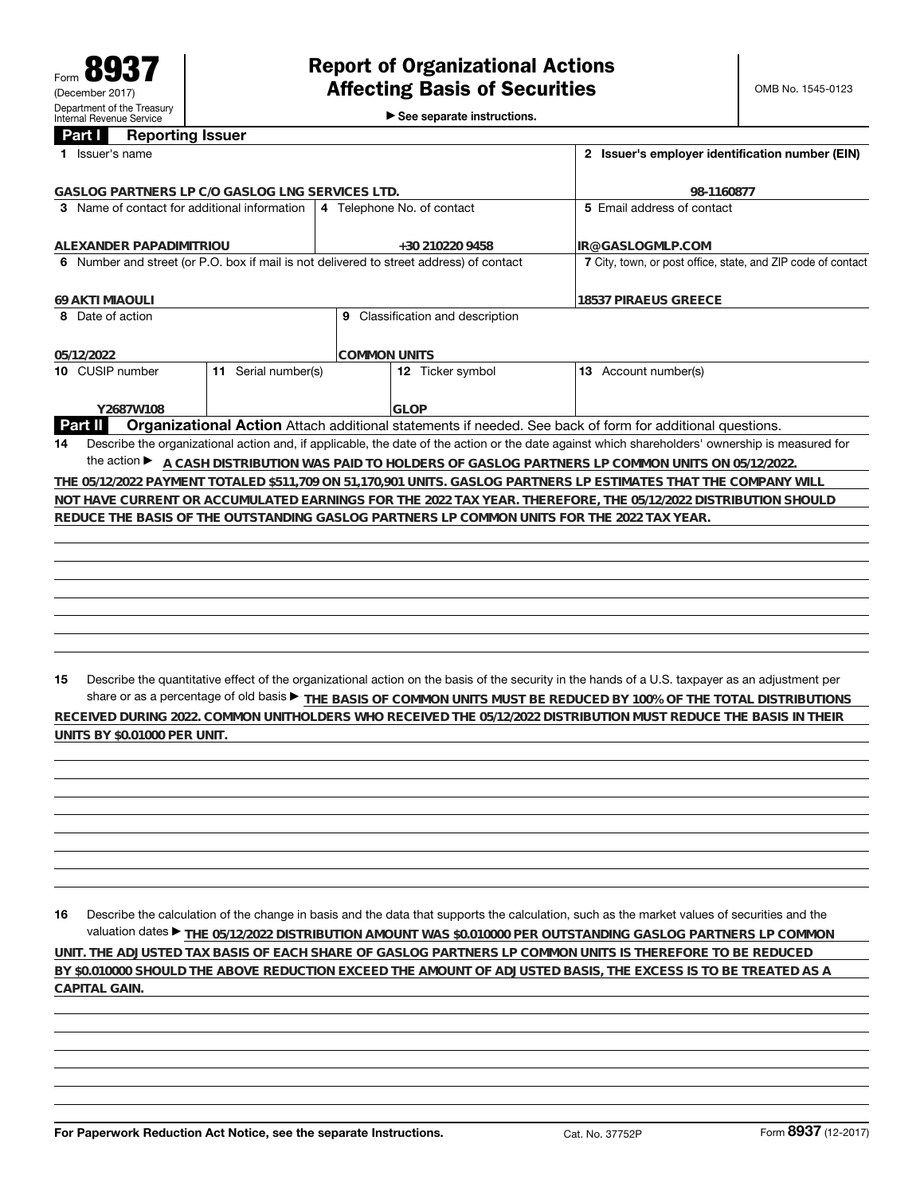Form **8937**
(December 2017)
Department of the Treasury
Internal Revenue Service

# Report of Organizational Actions Affecting Basis of Securities

▶ See separate instructions.

OMB No. 1545-0123

## Part I Reporting Issuer

| 1 Issuer's name | | | 2 Issuer's employer identification number (EIN) |
|---|---|---|---|
| GASLOG PARTNERS LP C/O GASLOG LNG SERVICES LTD. | | | 98-1160877 |
| 3 Name of contact for additional information | 4 Telephone No. of contact | | 5 Email address of contact |
| ALEXANDER PAPADIMITRIOU | +30 210220 9458 | | IR@GASLOGMLP.COM |
| 6 Number and street (or P.O. box if mail is not delivered to street address) of contact | | | 7 City, town, or post office, state, and ZIP code of contact |
| 69 AKTI MIAOULI | | | 18537 PIRAEUS GREECE |
| 8 Date of action | 9 Classification and description | | |
| 05/12/2022 | COMMON UNITS | | |
| 10 CUSIP number | 11 Serial number(s) | 12 Ticker symbol | 13 Account number(s) |
| Y2687W108 | | GLOP | |

## Part II Organizational Action

Attach additional statements if needed. See back of form for additional questions.

**14** Describe the organizational action and, if applicable, the date of the action or the date against which shareholders' ownership is measured for the action ▶ A CASH DISTRIBUTION WAS PAID TO HOLDERS OF GASLOG PARTNERS LP COMMON UNITS ON 05/12/2022. THE 05/12/2022 PAYMENT TOTALED $511,709 ON 51,170,901 UNITS. GASLOG PARTNERS LP ESTIMATES THAT THE COMPANY WILL NOT HAVE CURRENT OR ACCUMULATED EARNINGS FOR THE 2022 TAX YEAR. THEREFORE, THE 05/12/2022 DISTRIBUTION SHOULD REDUCE THE BASIS OF THE OUTSTANDING GASLOG PARTNERS LP COMMON UNITS FOR THE 2022 TAX YEAR.

**15** Describe the quantitative effect of the organizational action on the basis of the security in the hands of a U.S. taxpayer as an adjustment per share or as a percentage of old basis ▶ THE BASIS OF COMMON UNITS MUST BE REDUCED BY 100% OF THE TOTAL DISTRIBUTIONS RECEIVED DURING 2022. COMMON UNITHOLDERS WHO RECEIVED THE 05/12/2022 DISTRIBUTION MUST REDUCE THE BASIS IN THEIR UNITS BY $0.01000 PER UNIT.

**16** Describe the calculation of the change in basis and the data that supports the calculation, such as the market values of securities and the valuation dates ▶ THE 05/12/2022 DISTRIBUTION AMOUNT WAS $0.010000 PER OUTSTANDING GASLOG PARTNERS LP COMMON UNIT. THE ADJUSTED TAX BASIS OF EACH SHARE OF GASLOG PARTNERS LP COMMON UNITS IS THEREFORE TO BE REDUCED BY $0.010000 SHOULD THE ABOVE REDUCTION EXCEED THE AMOUNT OF ADJUSTED BASIS, THE EXCESS IS TO BE TREATED AS A CAPITAL GAIN.

**For Paperwork Reduction Act Notice, see the separate Instructions.** Cat. No. 37752P Form **8937** (12-2017)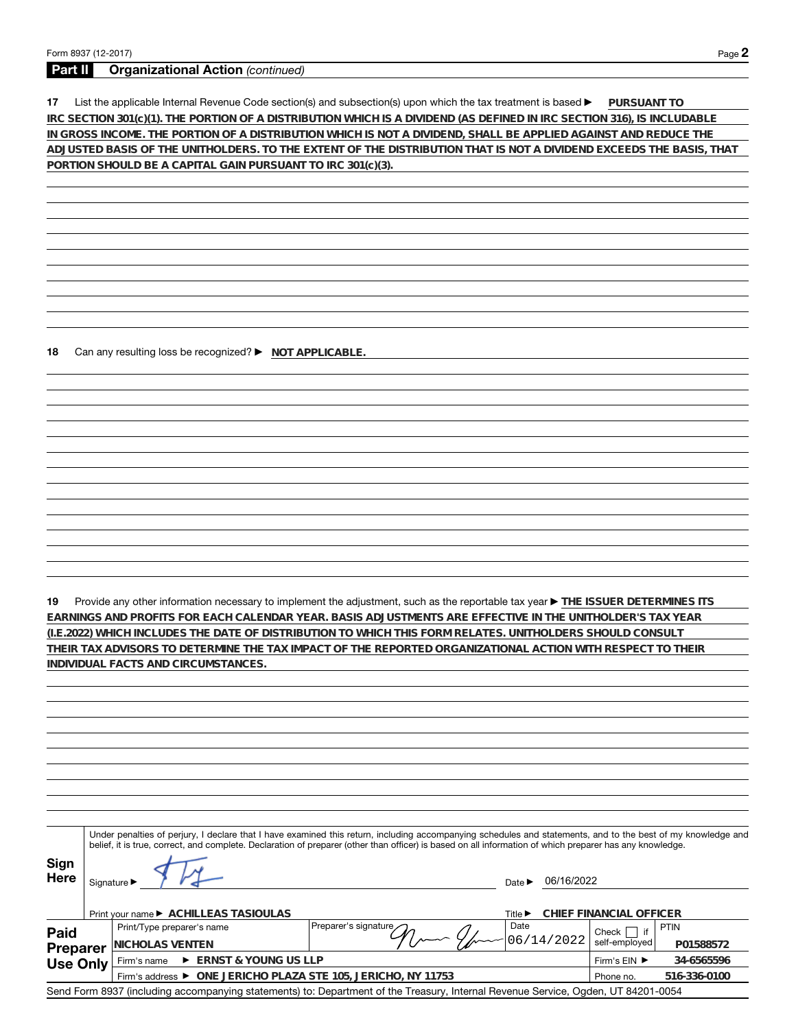Form 8937 (12-2017)

## Part II Organizational Action *(continued)*

**17** List the applicable Internal Revenue Code section(s) and subsection(s) upon which the tax treatment is based ▶ **PURSUANT TO IRC SECTION 301(c)(1). THE PORTION OF A DISTRIBUTION WHICH IS A DIVIDEND (AS DEFINED IN IRC SECTION 316), IS INCLUDABLE IN GROSS INCOME. THE PORTION OF A DISTRIBUTION WHICH IS NOT A DIVIDEND, SHALL BE APPLIED AGAINST AND REDUCE THE ADJUSTED BASIS OF THE UNITHOLDERS. TO THE EXTENT OF THE DISTRIBUTION THAT IS NOT A DIVIDEND EXCEEDS THE BASIS, THAT PORTION SHOULD BE A CAPITAL GAIN PURSUANT TO IRC 301(c)(3).**

**18** Can any resulting loss be recognized? ▶ **NOT APPLICABLE.**

**19** Provide any other information necessary to implement the adjustment, such as the reportable tax year ▶ **THE ISSUER DETERMINES ITS EARNINGS AND PROFITS FOR EACH CALENDAR YEAR. BASIS ADJUSTMENTS ARE EFFECTIVE IN THE UNITHOLDER'S TAX YEAR (I.E.2022) WHICH INCLUDES THE DATE OF DISTRIBUTION TO WHICH THIS FORM RELATES. UNITHOLDERS SHOULD CONSULT THEIR TAX ADVISORS TO DETERMINE THE TAX IMPACT OF THE REPORTED ORGANIZATIONAL ACTION WITH RESPECT TO THEIR INDIVIDUAL FACTS AND CIRCUMSTANCES.**

**Sign Here**

Under penalties of perjury, I declare that I have examined this return, including accompanying schedules and statements, and to the best of my knowledge and belief, it is true, correct, and complete. Declaration of preparer (other than officer) is based on all information of which preparer has any knowledge.

Signature ▶ [signature] Date ▶ 06/16/2022

Print your name ▶ **ACHILLEAS TASIOULAS** Title ▶ **CHIEF FINANCIAL OFFICER**

**Paid Preparer Use Only**

| Print/Type preparer's name | Preparer's signature | Date | Check ☐ if self-employed | PTIN |
|---|---|---|---|---|
| NICHOLAS VENTEN | [signature] | 06/14/2022 | | P01588572 |
| Firm's name ▶ **ERNST & YOUNG US LLP** | | | Firm's EIN ▶ | 34-6565596 |
| Firm's address ▶ **ONE JERICHO PLAZA STE 105, JERICHO, NY 11753** | | | Phone no. | 516-336-0100 |

Send Form 8937 (including accompanying statements) to: Department of the Treasury, Internal Revenue Service, Ogden, UT 84201-0054